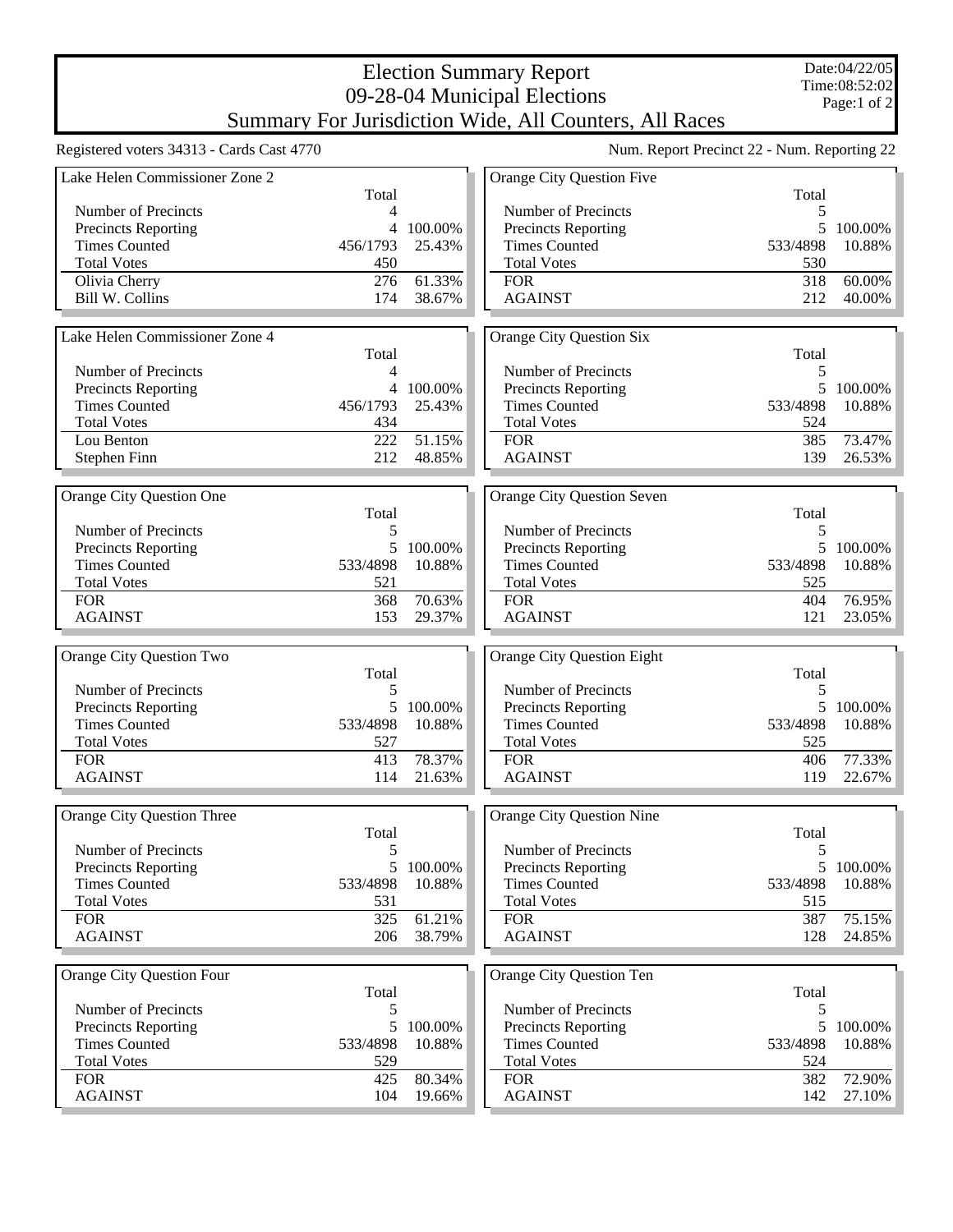# Election Summary Report

## 09-28-04 Municipal Elections

## Summary For Jurisdiction Wide, All Counters, All Races

Date:04/22/05
Time:08:52:02

Registered voters 34313 - Cards Cast 4770

Num. Report Precinct 22 - Num. Reporting 22

### Lake Helen Commissioner Zone 2

| | Total | |
|---|---|---|
| Number of Precincts | 4 | |
| Precincts Reporting | 4 | 100.00% |
| Times Counted | 456/1793 | 25.43% |
| Total Votes | 450 | |
| Olivia Cherry | 276 | 61.33% |
| Bill W. Collins | 174 | 38.67% |

### Lake Helen Commissioner Zone 4

| | Total | |
|---|---|---|
| Number of Precincts | 4 | |
| Precincts Reporting | 4 | 100.00% |
| Times Counted | 456/1793 | 25.43% |
| Total Votes | 434 | |
| Lou Benton | 222 | 51.15% |
| Stephen Finn | 212 | 48.85% |

### Orange City Question One

| | Total | |
|---|---|---|
| Number of Precincts | 5 | |
| Precincts Reporting | 5 | 100.00% |
| Times Counted | 533/4898 | 10.88% |
| Total Votes | 521 | |
| FOR | 368 | 70.63% |
| AGAINST | 153 | 29.37% |

### Orange City Question Two

| | Total | |
|---|---|---|
| Number of Precincts | 5 | |
| Precincts Reporting | 5 | 100.00% |
| Times Counted | 533/4898 | 10.88% |
| Total Votes | 527 | |
| FOR | 413 | 78.37% |
| AGAINST | 114 | 21.63% |

### Orange City Question Three

| | Total | |
|---|---|---|
| Number of Precincts | 5 | |
| Precincts Reporting | 5 | 100.00% |
| Times Counted | 533/4898 | 10.88% |
| Total Votes | 531 | |
| FOR | 325 | 61.21% |
| AGAINST | 206 | 38.79% |

### Orange City Question Four

| | Total | |
|---|---|---|
| Number of Precincts | 5 | |
| Precincts Reporting | 5 | 100.00% |
| Times Counted | 533/4898 | 10.88% |
| Total Votes | 529 | |
| FOR | 425 | 80.34% |
| AGAINST | 104 | 19.66% |

### Orange City Question Five

| | Total | |
|---|---|---|
| Number of Precincts | 5 | |
| Precincts Reporting | 5 | 100.00% |
| Times Counted | 533/4898 | 10.88% |
| Total Votes | 530 | |
| FOR | 318 | 60.00% |
| AGAINST | 212 | 40.00% |

### Orange City Question Six

| | Total | |
|---|---|---|
| Number of Precincts | 5 | |
| Precincts Reporting | 5 | 100.00% |
| Times Counted | 533/4898 | 10.88% |
| Total Votes | 524 | |
| FOR | 385 | 73.47% |
| AGAINST | 139 | 26.53% |

### Orange City Question Seven

| | Total | |
|---|---|---|
| Number of Precincts | 5 | |
| Precincts Reporting | 5 | 100.00% |
| Times Counted | 533/4898 | 10.88% |
| Total Votes | 525 | |
| FOR | 404 | 76.95% |
| AGAINST | 121 | 23.05% |

### Orange City Question Eight

| | Total | |
|---|---|---|
| Number of Precincts | 5 | |
| Precincts Reporting | 5 | 100.00% |
| Times Counted | 533/4898 | 10.88% |
| Total Votes | 525 | |
| FOR | 406 | 77.33% |
| AGAINST | 119 | 22.67% |

### Orange City Question Nine

| | Total | |
|---|---|---|
| Number of Precincts | 5 | |
| Precincts Reporting | 5 | 100.00% |
| Times Counted | 533/4898 | 10.88% |
| Total Votes | 515 | |
| FOR | 387 | 75.15% |
| AGAINST | 128 | 24.85% |

### Orange City Question Ten

| | Total | |
|---|---|---|
| Number of Precincts | 5 | |
| Precincts Reporting | 5 | 100.00% |
| Times Counted | 533/4898 | 10.88% |
| Total Votes | 524 | |
| FOR | 382 | 72.90% |
| AGAINST | 142 | 27.10% |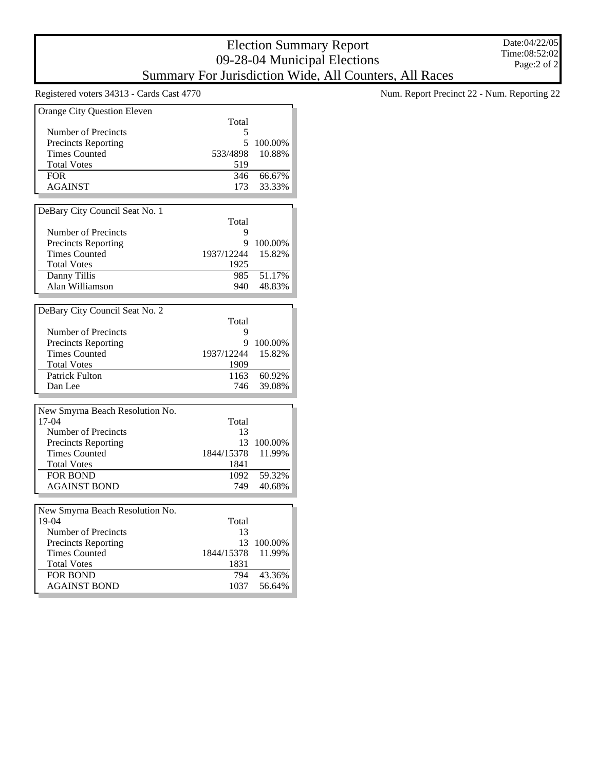# Election Summary Report
## 09-28-04 Municipal Elections
## Summary For Jurisdiction Wide, All Counters, All Races

Date:04/22/05
Time:08:52:02

Registered voters 34313 - Cards Cast 4770

Num. Report Precinct 22 - Num. Reporting 22

| Orange City Question Eleven | Total | |
|---|---|---|
| Number of Precincts | 5 | |
| Precincts Reporting | 5 | 100.00% |
| Times Counted | 533/4898 | 10.88% |
| Total Votes | 519 | |
| FOR | 346 | 66.67% |
| AGAINST | 173 | 33.33% |

| DeBary City Council Seat No. 1 | Total | |
|---|---|---|
| Number of Precincts | 9 | |
| Precincts Reporting | 9 | 100.00% |
| Times Counted | 1937/12244 | 15.82% |
| Total Votes | 1925 | |
| Danny Tillis | 985 | 51.17% |
| Alan Williamson | 940 | 48.83% |

| DeBary City Council Seat No. 2 | Total | |
|---|---|---|
| Number of Precincts | 9 | |
| Precincts Reporting | 9 | 100.00% |
| Times Counted | 1937/12244 | 15.82% |
| Total Votes | 1909 | |
| Patrick Fulton | 1163 | 60.92% |
| Dan Lee | 746 | 39.08% |

| New Smyrna Beach Resolution No. 17-04 | Total | |
|---|---|---|
| Number of Precincts | 13 | |
| Precincts Reporting | 13 | 100.00% |
| Times Counted | 1844/15378 | 11.99% |
| Total Votes | 1841 | |
| FOR BOND | 1092 | 59.32% |
| AGAINST BOND | 749 | 40.68% |

| New Smyrna Beach Resolution No. 19-04 | Total | |
|---|---|---|
| Number of Precincts | 13 | |
| Precincts Reporting | 13 | 100.00% |
| Times Counted | 1844/15378 | 11.99% |
| Total Votes | 1831 | |
| FOR BOND | 794 | 43.36% |
| AGAINST BOND | 1037 | 56.64% |